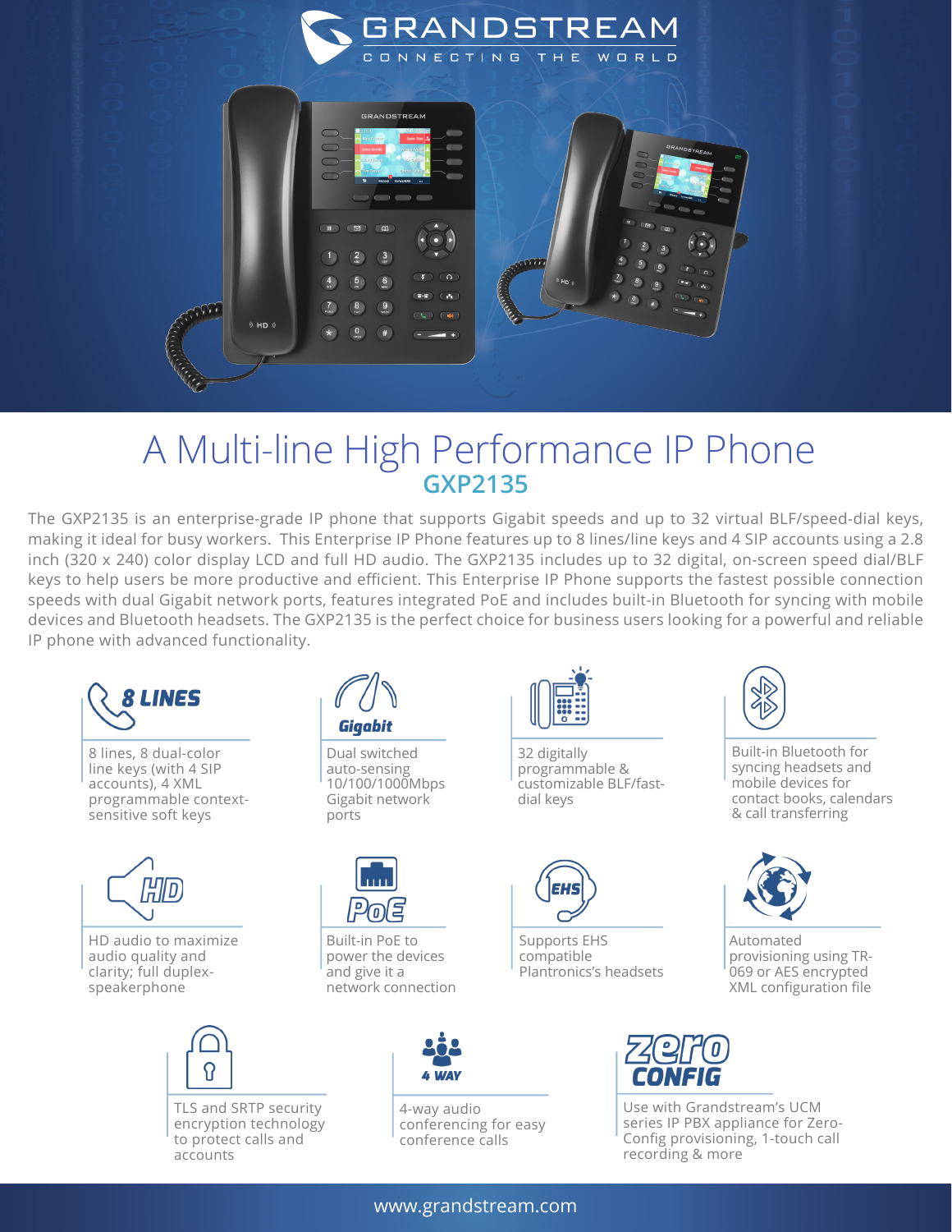# A Multi-line High Performance IP Phone

## GXP2135

The GXP2135 is an enterprise-grade IP phone that supports Gigabit speeds and up to 32 virtual BLF/speed-dial keys, making it ideal for busy workers. This Enterprise IP Phone features up to 8 lines/line keys and 4 SIP accounts using a 2.8 inch (320 x 240) color display LCD and full HD audio. The GXP2135 includes up to 32 digital, on-screen speed dial/BLF keys to help users be more productive and efficient. This Enterprise IP Phone supports the fastest possible connection speeds with dual Gigabit network ports, features integrated PoE and includes built-in Bluetooth for syncing with mobile devices and Bluetooth headsets. The GXP2135 is the perfect choice for business users looking for a powerful and reliable IP phone with advanced functionality.

**8 LINES**

8 lines, 8 dual-color line keys (with 4 SIP accounts), 4 XML programmable context-sensitive soft keys

**Gigabit**

Dual switched auto-sensing 10/100/1000Mbps Gigabit network ports

32 digitally programmable & customizable BLF/fast-dial keys

Built-in Bluetooth for syncing headsets and mobile devices for contact books, calendars & call transferring

**HD**

HD audio to maximize audio quality and clarity; full duplex-speakerphone

**PoE**

Built-in PoE to power the devices and give it a network connection

**EHS**

Supports EHS compatible Plantronics's headsets

Automated provisioning using TR-069 or AES encrypted XML configuration file

TLS and SRTP security encryption technology to protect calls and accounts

**4 WAY**

4-way audio conferencing for easy conference calls

**zero CONFIG**

Use with Grandstream's UCM series IP PBX appliance for Zero-Config provisioning, 1-touch call recording & more

www.grandstream.com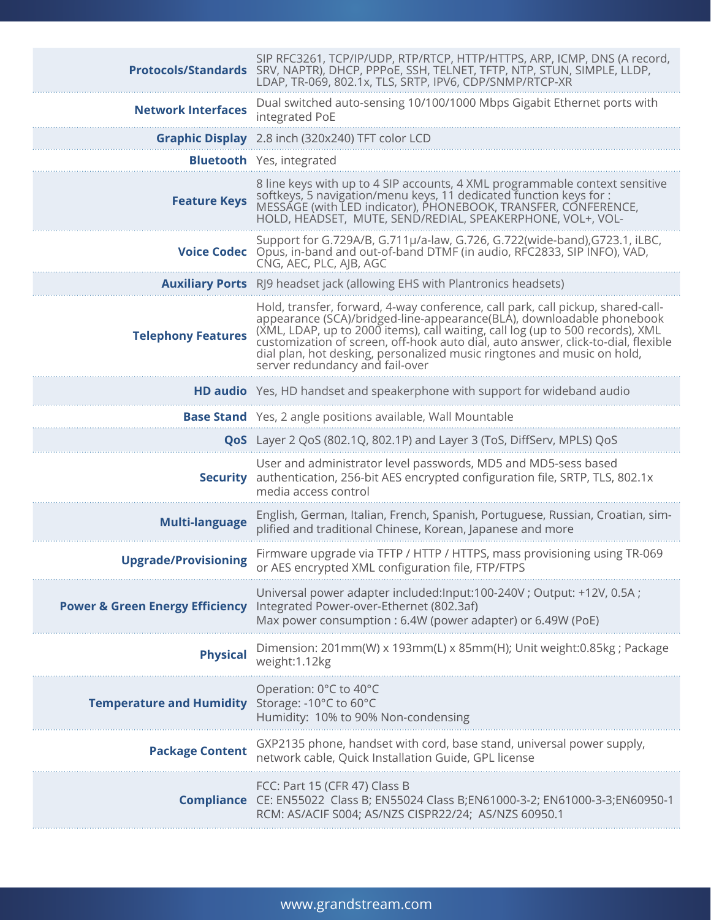| | |
|---|---|
| **Protocols/Standards** | SIP RFC3261, TCP/IP/UDP, RTP/RTCP, HTTP/HTTPS, ARP, ICMP, DNS (A record, SRV, NAPTR), DHCP, PPPoE, SSH, TELNET, TFTP, NTP, STUN, SIMPLE, LLDP, LDAP, TR-069, 802.1x, TLS, SRTP, IPV6, CDP/SNMP/RTCP-XR |
| **Network Interfaces** | Dual switched auto-sensing 10/100/1000 Mbps Gigabit Ethernet ports with integrated PoE |
| **Graphic Display** | 2.8 inch (320x240) TFT color LCD |
| **Bluetooth** | Yes, integrated |
| **Feature Keys** | 8 line keys with up to 4 SIP accounts, 4 XML programmable context sensitive softkeys, 5 navigation/menu keys, 11 dedicated function keys for : MESSAGE (with LED indicator), PHONEBOOK, TRANSFER, CONFERENCE, HOLD, HEADSET, MUTE, SEND/REDIAL, SPEAKERPHONE, VOL+, VOL- |
| **Voice Codec** | Support for G.729A/B, G.711µ/a-law, G.726, G.722(wide-band),G723.1, iLBC, Opus, in-band and out-of-band DTMF (in audio, RFC2833, SIP INFO), VAD, CNG, AEC, PLC, AJB, AGC |
| **Auxiliary Ports** | RJ9 headset jack (allowing EHS with Plantronics headsets) |
| **Telephony Features** | Hold, transfer, forward, 4-way conference, call park, call pickup, shared-call-appearance (SCA)/bridged-line-appearance(BLA), downloadable phonebook (XML, LDAP, up to 2000 items), call waiting, call log (up to 500 records), XML customization of screen, off-hook auto dial, auto answer, click-to-dial, flexible dial plan, hot desking, personalized music ringtones and music on hold, server redundancy and fail-over |
| **HD audio** | Yes, HD handset and speakerphone with support for wideband audio |
| **Base Stand** | Yes, 2 angle positions available, Wall Mountable |
| **QoS** | Layer 2 QoS (802.1Q, 802.1P) and Layer 3 (ToS, DiffServ, MPLS) QoS |
| **Security** | User and administrator level passwords, MD5 and MD5-sess based authentication, 256-bit AES encrypted configuration file, SRTP, TLS, 802.1x media access control |
| **Multi-language** | English, German, Italian, French, Spanish, Portuguese, Russian, Croatian, simplified and traditional Chinese, Korean, Japanese and more |
| **Upgrade/Provisioning** | Firmware upgrade via TFTP / HTTP / HTTPS, mass provisioning using TR-069 or AES encrypted XML configuration file, FTP/FTPS |
| **Power & Green Energy Efficiency** | Universal power adapter included:Input:100-240V ; Output: +12V, 0.5A ; Integrated Power-over-Ethernet (802.3af)<br>Max power consumption : 6.4W (power adapter) or 6.49W (PoE) |
| **Physical** | Dimension: 201mm(W) x 193mm(L) x 85mm(H); Unit weight:0.85kg ; Package weight:1.12kg |
| **Temperature and Humidity** | Operation: 0°C to 40°C<br>Storage: -10°C to 60°C<br>Humidity: 10% to 90% Non-condensing |
| **Package Content** | GXP2135 phone, handset with cord, base stand, universal power supply, network cable, Quick Installation Guide, GPL license |
| **Compliance** | FCC: Part 15 (CFR 47) Class B<br>CE: EN55022 Class B; EN55024 Class B;EN61000-3-2; EN61000-3-3;EN60950-1<br>RCM: AS/ACIF S004; AS/NZS CISPR22/24; AS/NZS 60950.1 |

www.grandstream.com